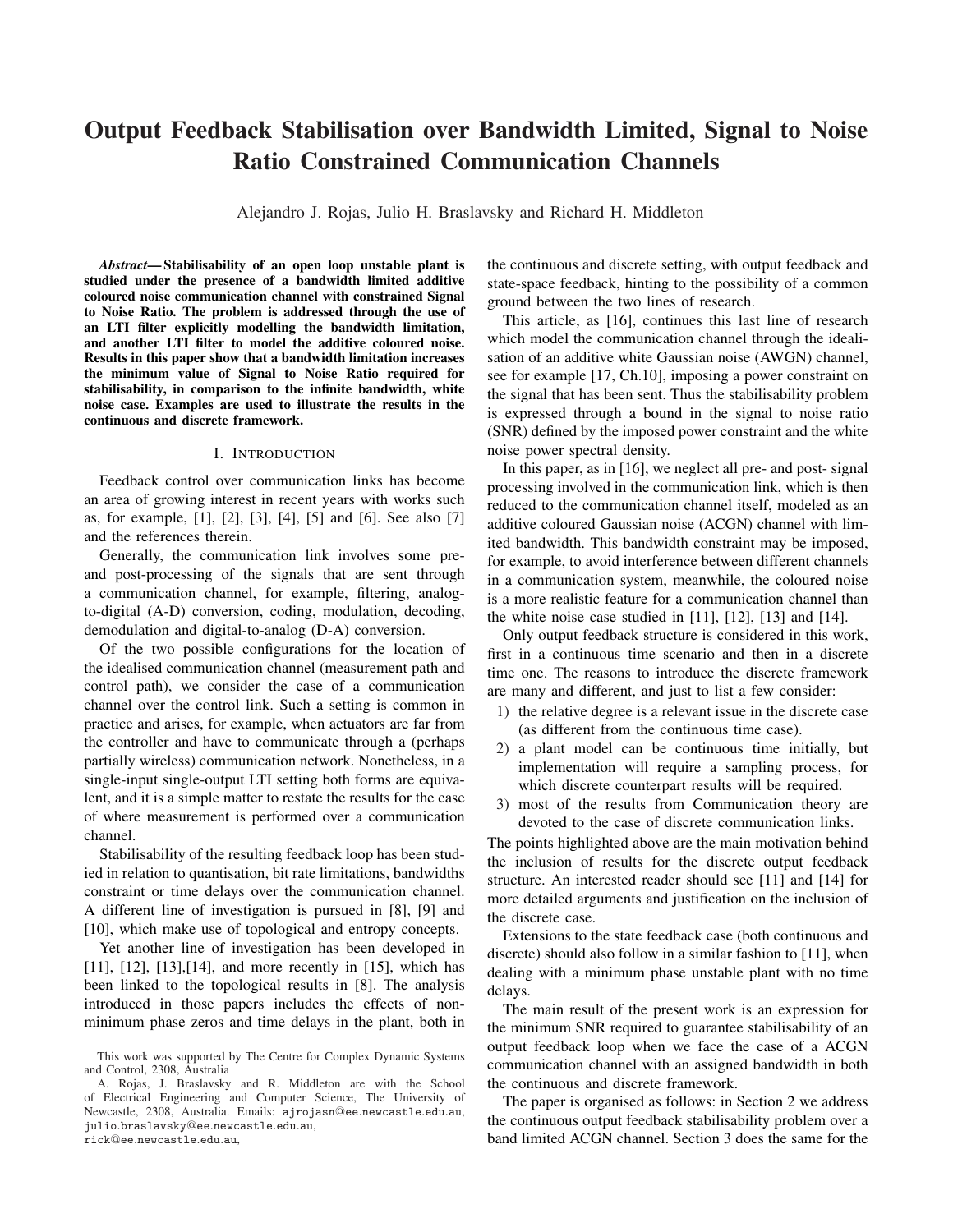# Output Feedback Stabilisation over Bandwidth Limited, Signal to Noise Ratio Constrained Communication Channels

Alejandro J. Rojas, Julio H. Braslavsky and Richard H. Middleton

***Abstract*— Stabilisability of an open loop unstable plant is studied under the presence of a bandwidth limited additive coloured noise communication channel with constrained Signal to Noise Ratio. The problem is addressed through the use of an LTI filter explicitly modelling the bandwidth limitation, and another LTI filter to model the additive coloured noise. Results in this paper show that a bandwidth limitation increases the minimum value of Signal to Noise Ratio required for stabilisability, in comparison to the infinite bandwidth, white noise case. Examples are used to illustrate the results in the continuous and discrete framework.**

## I. INTRODUCTION

Feedback control over communication links has become an area of growing interest in recent years with works such as, for example, [1], [2], [3], [4], [5] and [6]. See also [7] and the references therein.

Generally, the communication link involves some pre- and post-processing of the signals that are sent through a communication channel, for example, filtering, analog-to-digital (A-D) conversion, coding, modulation, decoding, demodulation and digital-to-analog (D-A) conversion.

Of the two possible configurations for the location of the idealised communication channel (measurement path and control path), we consider the case of a communication channel over the control link. Such a setting is common in practice and arises, for example, when actuators are far from the controller and have to communicate through a (perhaps partially wireless) communication network. Nonetheless, in a single-input single-output LTI setting both forms are equivalent, and it is a simple matter to restate the results for the case of where measurement is performed over a communication channel.

Stabilisability of the resulting feedback loop has been studied in relation to quantisation, bit rate limitations, bandwidths constraint or time delays over the communication channel. A different line of investigation is pursued in [8], [9] and [10], which make use of topological and entropy concepts.

Yet another line of investigation has been developed in [11], [12], [13],[14], and more recently in [15], which has been linked to the topological results in [8]. The analysis introduced in those papers includes the effects of non-minimum phase zeros and time delays in the plant, both in the continuous and discrete setting, with output feedback and state-space feedback, hinting to the possibility of a common ground between the two lines of research.

This article, as [16], continues this last line of research which model the communication channel through the idealisation of an additive white Gaussian noise (AWGN) channel, see for example [17, Ch.10], imposing a power constraint on the signal that has been sent. Thus the stabilisability problem is expressed through a bound in the signal to noise ratio (SNR) defined by the imposed power constraint and the white noise power spectral density.

In this paper, as in [16], we neglect all pre- and post- signal processing involved in the communication link, which is then reduced to the communication channel itself, modeled as an additive coloured Gaussian noise (ACGN) channel with limited bandwidth. This bandwidth constraint may be imposed, for example, to avoid interference between different channels in a communication system, meanwhile, the coloured noise is a more realistic feature for a communication channel than the white noise case studied in [11], [12], [13] and [14].

Only output feedback structure is considered in this work, first in a continuous time scenario and then in a discrete time one. The reasons to introduce the discrete framework are many and different, and just to list a few consider:

1) the relative degree is a relevant issue in the discrete case (as different from the continuous time case).
2) a plant model can be continuous time initially, but implementation will require a sampling process, for which discrete counterpart results will be required.
3) most of the results from Communication theory are devoted to the case of discrete communication links.

The points highlighted above are the main motivation behind the inclusion of results for the discrete output feedback structure. An interested reader should see [11] and [14] for more detailed arguments and justification on the inclusion of the discrete case.

Extensions to the state feedback case (both continuous and discrete) should also follow in a similar fashion to [11], when dealing with a minimum phase unstable plant with no time delays.

The main result of the present work is an expression for the minimum SNR required to guarantee stabilisability of an output feedback loop when we face the case of a ACGN communication channel with an assigned bandwidth in both the continuous and discrete framework.

The paper is organised as follows: in Section 2 we address the continuous output feedback stabilisability problem over a band limited ACGN channel. Section 3 does the same for the

This work was supported by The Centre for Complex Dynamic Systems and Control, 2308, Australia

A. Rojas, J. Braslavsky and R. Middleton are with the School of Electrical Engineering and Computer Science, The University of Newcastle, 2308, Australia. Emails: ajrojasn@ee.newcastle.edu.au, julio.braslavsky@ee.newcastle.edu.au, rick@ee.newcastle.edu.au,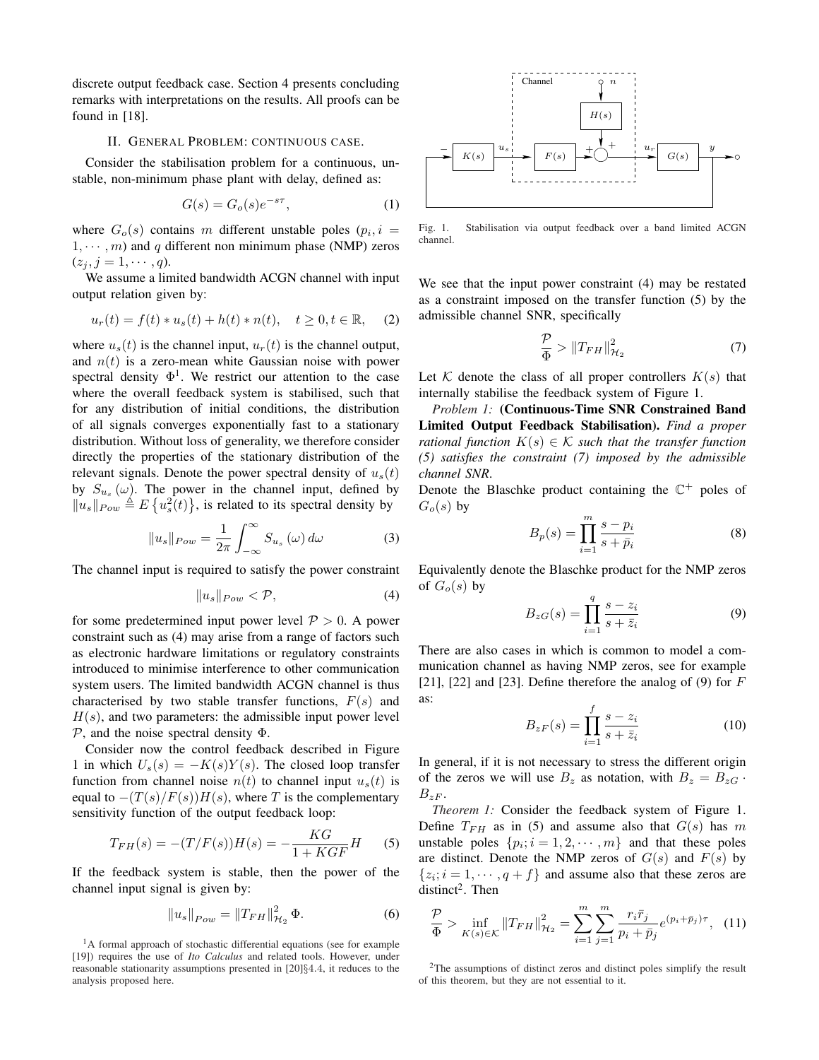discrete output feedback case. Section 4 presents concluding remarks with interpretations on the results. All proofs can be found in [18].

## II. General Problem: continuous case.

Consider the stabilisation problem for a continuous, unstable, non-minimum phase plant with delay, defined as:

$$G(s) = G_o(s)e^{-s\tau}, \tag{1}$$

where $G_o(s)$ contains $m$ different unstable poles ($p_i, i = 1, \cdots, m$) and $q$ different non minimum phase (NMP) zeros ($z_j, j = 1, \cdots, q$).

We assume a limited bandwidth ACGN channel with input output relation given by:

$$u_r(t) = f(t) * u_s(t) + h(t) * n(t), \quad t \geq 0, t \in \mathbb{R}, \tag{2}$$

where $u_s(t)$ is the channel input, $u_r(t)$ is the channel output, and $n(t)$ is a zero-mean white Gaussian noise with power spectral density $\Phi$[1]. We restrict our attention to the case where the overall feedback system is stabilised, such that for any distribution of initial conditions, the distribution of all signals converges exponentially fast to a stationary distribution. Without loss of generality, we therefore consider directly the properties of the stationary distribution of the relevant signals. Denote the power spectral density of $u_s(t)$ by $S_{u_s}(\omega)$. The power in the channel input, defined by $\|u_s\|_{Pow} \triangleq E\{u_s^2(t)\}$, is related to its spectral density by

$$\|u_s\|_{Pow} = \frac{1}{2\pi}\int_{-\infty}^{\infty} S_{u_s}(\omega)\, d\omega \tag{3}$$

The channel input is required to satisfy the power constraint

$$\|u_s\|_{Pow} < \mathcal{P}, \tag{4}$$

for some predetermined input power level $\mathcal{P} > 0$. A power constraint such as (4) may arise from a range of factors such as electronic hardware limitations or regulatory constraints introduced to minimise interference to other communication system users. The limited bandwidth ACGN channel is thus characterised by two stable transfer functions, $F(s)$ and $H(s)$, and two parameters: the admissible input power level $\mathcal{P}$, and the noise spectral density $\Phi$.

Consider now the control feedback described in Figure 1 in which $U_s(s) = -K(s)Y(s)$. The closed loop transfer function from channel noise $n(t)$ to channel input $u_s(t)$ is equal to $-(T(s)/F(s))H(s)$, where $T$ is the complementary sensitivity function of the output feedback loop:

$$T_{FH}(s) = -(T/F(s))H(s) = -\frac{KG}{1+KGF}H \tag{5}$$

If the feedback system is stable, then the power of the channel input signal is given by:

$$\|u_s\|_{Pow} = \|T_{FH}\|_{\mathcal{H}_2}^2\, \Phi. \tag{6}$$

[1] A formal approach of stochastic differential equations (see for example [19]) requires the use of *Ito Calculus* and related tools. However, under reasonable stationarity assumptions presented in [20]§4.4, it reduces to the analysis proposed here.

Fig. 1. Stabilisation via output feedback over a band limited ACGN channel.

We see that the input power constraint (4) may be restated as a constraint imposed on the transfer function (5) by the admissible channel SNR, specifically

$$\frac{\mathcal{P}}{\Phi} > \|T_{FH}\|_{\mathcal{H}_2}^2 \tag{7}$$

Let $\mathcal{K}$ denote the class of all proper controllers $K(s)$ that internally stabilise the feedback system of Figure 1.

*Problem 1:* **(Continuous-Time SNR Constrained Band Limited Output Feedback Stabilisation).** *Find a proper rational function $K(s) \in \mathcal{K}$ such that the transfer function (5) satisfies the constraint (7) imposed by the admissible channel SNR.*

Denote the Blaschke product containing the $\mathbb{C}^+$ poles of $G_o(s)$ by

$$B_p(s) = \prod_{i=1}^{m} \frac{s - p_i}{s + \bar{p}_i} \tag{8}$$

Equivalently denote the Blaschke product for the NMP zeros of $G_o(s)$ by

$$B_{zG}(s) = \prod_{i=1}^{q} \frac{s - z_i}{s + \bar{z}_i} \tag{9}$$

There are also cases in which is common to model a communication channel as having NMP zeros, see for example [21], [22] and [23]. Define therefore the analog of (9) for $F$ as:

$$B_{zF}(s) = \prod_{i=1}^{f} \frac{s - z_i}{s + \bar{z}_i} \tag{10}$$

In general, if it is not necessary to stress the different origin of the zeros we will use $B_z$ as notation, with $B_z = B_{zG} \cdot B_{zF}$.

*Theorem 1:* Consider the feedback system of Figure 1. Define $T_{FH}$ as in (5) and assume also that $G(s)$ has $m$ unstable poles $\{p_i; i = 1, 2, \cdots, m\}$ and that these poles are distinct. Denote the NMP zeros of $G(s)$ and $F(s)$ by $\{z_i; i = 1, \cdots, q + f\}$ and assume also that these zeros are distinct[2]. Then

$$\frac{\mathcal{P}}{\Phi} > \inf_{K(s)\in\mathcal{K}} \|T_{FH}\|_{\mathcal{H}_2}^2 = \sum_{i=1}^{m}\sum_{j=1}^{m} \frac{r_i \bar{r}_j}{p_i + \bar{p}_j} e^{(p_i + \bar{p}_j)\tau}, \tag{11}$$

[2] The assumptions of distinct zeros and distinct poles simplify the result of this theorem, but they are not essential to it.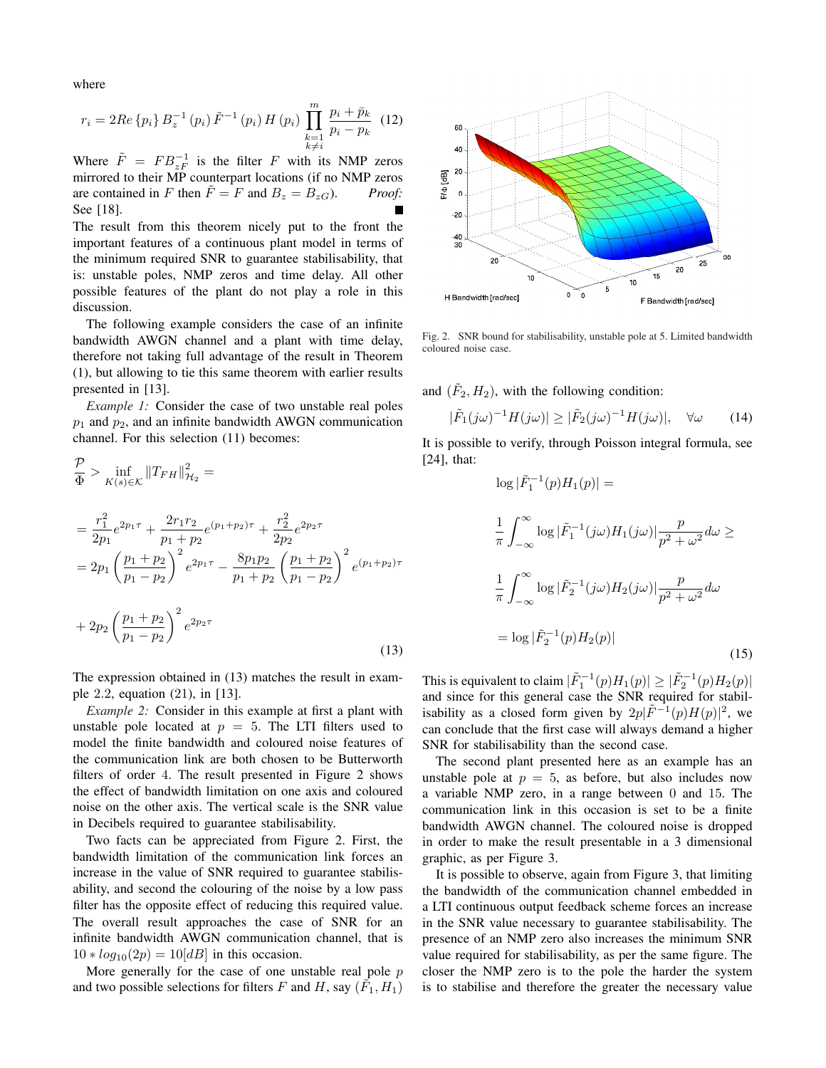where

$$r_i = 2Re\{p_i\} B_z^{-1}(p_i) \tilde{F}^{-1}(p_i) H(p_i) \prod_{\substack{k=1 \\ k \neq i}}^{m} \frac{p_i + \bar{p}_k}{p_i - p_k} \quad (12)$$

Where $\tilde{F} = F B_{zF}^{-1}$ is the filter $F$ with its NMP zeros mirrored to their MP counterpart locations (if no NMP zeros are contained in $F$ then $\tilde{F} = F$ and $B_z = B_{zG}$). *Proof:* See [18]. ∎

The result from this theorem nicely put to the front the important features of a continuous plant model in terms of the minimum required SNR to guarantee stabilisability, that is: unstable poles, NMP zeros and time delay. All other possible features of the plant do not play a role in this discussion.

The following example considers the case of an infinite bandwidth AWGN channel and a plant with time delay, therefore not taking full advantage of the result in Theorem (1), but allowing to tie this same theorem with earlier results presented in [13].

*Example 1:* Consider the case of two unstable real poles $p_1$ and $p_2$, and an infinite bandwidth AWGN communication channel. For this selection (11) becomes:

$$\frac{\mathcal{P}}{\Phi} > \inf_{K(s) \in \mathcal{K}} \|T_{FH}\|_{\mathcal{H}_2}^2 =$$

$$\begin{aligned}
&= \frac{r_1^2}{2p_1} e^{2p_1\tau} + \frac{2r_1 r_2}{p_1 + p_2} e^{(p_1+p_2)\tau} + \frac{r_2^2}{2p_2} e^{2p_2\tau} \\
&= 2p_1 \left(\frac{p_1+p_2}{p_1-p_2}\right)^2 e^{2p_1\tau} - \frac{8p_1p_2}{p_1+p_2} \left(\frac{p_1+p_2}{p_1-p_2}\right)^2 e^{(p_1+p_2)\tau} \\
&+ 2p_2 \left(\frac{p_1+p_2}{p_1-p_2}\right)^2 e^{2p_2\tau}
\end{aligned} \quad (13)$$

The expression obtained in (13) matches the result in example 2.2, equation (21), in [13].

*Example 2:* Consider in this example at first a plant with unstable pole located at $p = 5$. The LTI filters used to model the finite bandwidth and coloured noise features of the communication link are both chosen to be Butterworth filters of order 4. The result presented in Figure 2 shows the effect of bandwidth limitation on one axis and coloured noise on the other axis. The vertical scale is the SNR value in Decibels required to guarantee stabilisability.

Two facts can be appreciated from Figure 2. First, the bandwidth limitation of the communication link forces an increase in the value of SNR required to guarantee stabilisability, and second the colouring of the noise by a low pass filter has the opposite effect of reducing this required value. The overall result approaches the case of SNR for an infinite bandwidth AWGN communication channel, that is $10 * log_{10}(2p) = 10[dB]$ in this occasion.

More generally for the case of one unstable real pole $p$ and two possible selections for filters $F$ and $H$, say $(\tilde{F}_1, H_1)$ and $(\tilde{F}_2, H_2)$, with the following condition:

$$|\tilde{F}_1(j\omega)^{-1} H(j\omega)| \geq |\tilde{F}_2(j\omega)^{-1} H(j\omega)|, \quad \forall \omega \quad (14)$$

Fig. 2. SNR bound for stabilisability, unstable pole at 5. Limited bandwidth coloured noise case.

It is possible to verify, through Poisson integral formula, see [24], that:

$$\begin{aligned}
&\log |\tilde{F}_1^{-1}(p) H_1(p)| = \\
&\frac{1}{\pi} \int_{-\infty}^{\infty} \log |\tilde{F}_1^{-1}(j\omega) H_1(j\omega)| \frac{p}{p^2 + \omega^2} d\omega \geq \\
&\frac{1}{\pi} \int_{-\infty}^{\infty} \log |\tilde{F}_2^{-1}(j\omega) H_2(j\omega)| \frac{p}{p^2 + \omega^2} d\omega \\
&= \log |\tilde{F}_2^{-1}(p) H_2(p)|
\end{aligned} \quad (15)$$

This is equivalent to claim $|\tilde{F}_1^{-1}(p) H_1(p)| \geq |\tilde{F}_2^{-1}(p) H_2(p)|$ and since for this general case the SNR required for stabilisability as a closed form given by $2p|\tilde{F}^{-1}(p) H(p)|^2$, we can conclude that the first case will always demand a higher SNR for stabilisability than the second case.

The second plant presented here as an example has an unstable pole at $p = 5$, as before, but also includes now a variable NMP zero, in a range between 0 and 15. The communication link in this occasion is set to be a finite bandwidth AWGN channel. The coloured noise is dropped in order to make the result presentable in a 3 dimensional graphic, as per Figure 3.

It is possible to observe, again from Figure 3, that limiting the bandwidth of the communication channel embedded in a LTI continuous output feedback scheme forces an increase in the SNR value necessary to guarantee stabilisability. The presence of an NMP zero also increases the minimum SNR value required for stabilisability, as per the same figure. The closer the NMP zero is to the pole the harder the system is to stabilise and therefore the greater the necessary value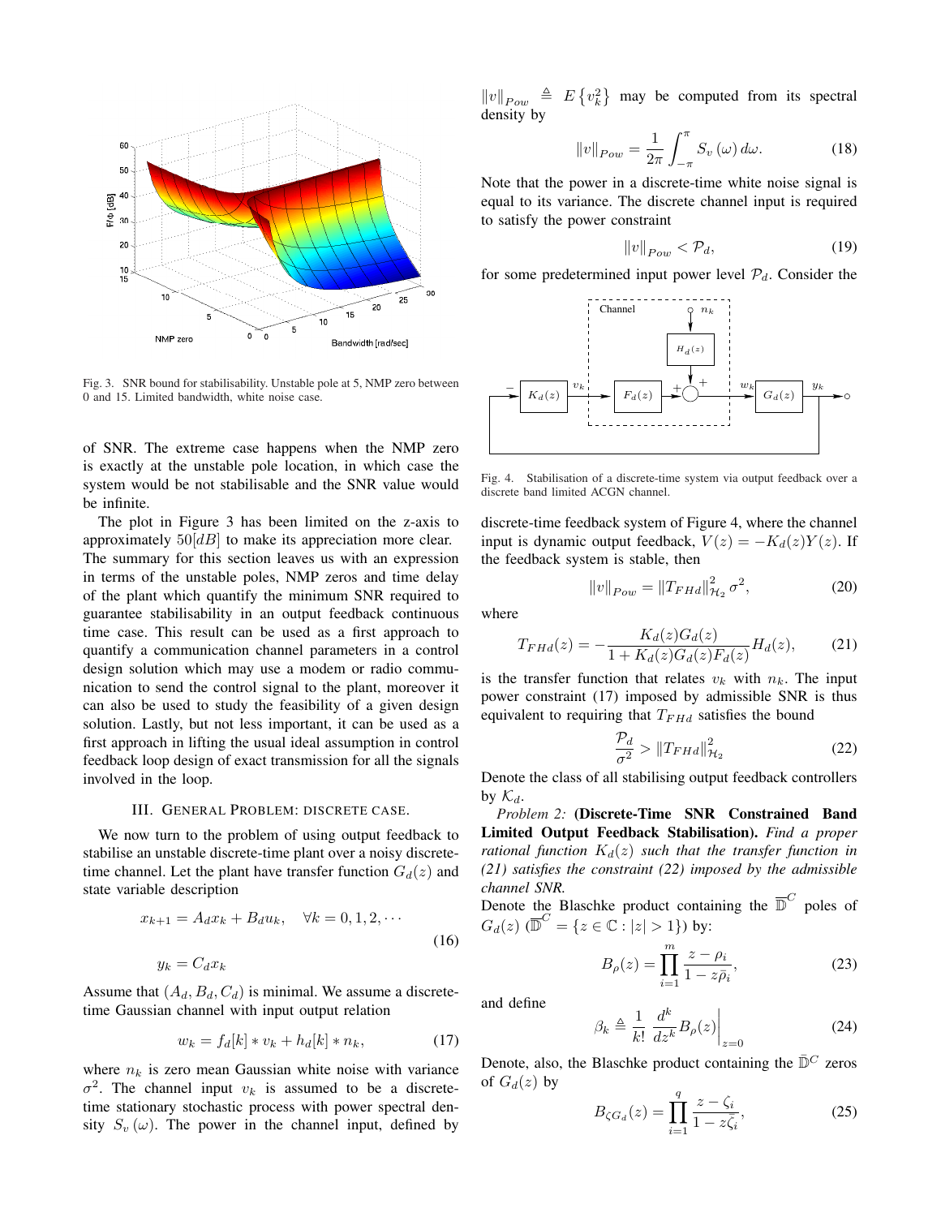Fig. 3. SNR bound for stabilisability. Unstable pole at 5, NMP zero between 0 and 15. Limited bandwidth, white noise case.

of SNR. The extreme case happens when the NMP zero is exactly at the unstable pole location, in which case the system would be not stabilisable and the SNR value would be infinite.

The plot in Figure 3 has been limited on the z-axis to approximately $50[dB]$ to make its appreciation more clear. The summary for this section leaves us with an expression in terms of the unstable poles, NMP zeros and time delay of the plant which quantify the minimum SNR required to guarantee stabilisability in an output feedback continuous time case. This result can be used as a first approach to quantify a communication channel parameters in a control design solution which may use a modem or radio communication to send the control signal to the plant, moreover it can also be used to study the feasibility of a given design solution. Lastly, but not less important, it can be used as a first approach in lifting the usual ideal assumption in control feedback loop design of exact transmission for all the signals involved in the loop.

## III. General Problem: Discrete Case.

We now turn to the problem of using output feedback to stabilise an unstable discrete-time plant over a noisy discrete-time channel. Let the plant have transfer function $G_d(z)$ and state variable description

$$x_{k+1} = A_d x_k + B_d u_k, \quad \forall k = 0, 1, 2, \cdots$$
$$y_k = C_d x_k \tag{16}$$

Assume that $(A_d, B_d, C_d)$ is minimal. We assume a discrete-time Gaussian channel with input output relation

$$w_k = f_d[k] * v_k + h_d[k] * n_k, \tag{17}$$

where $n_k$ is zero mean Gaussian white noise with variance $\sigma^2$. The channel input $v_k$ is assumed to be a discrete-time stationary stochastic process with power spectral density $S_v(\omega)$. The power in the channel input, defined by $\|v\|_{Pow} \triangleq E\{v_k^2\}$ may be computed from its spectral density by

$$\|v\|_{Pow} = \frac{1}{2\pi}\int_{-\pi}^{\pi} S_v(\omega)\, d\omega. \tag{18}$$

Note that the power in a discrete-time white noise signal is equal to its variance. The discrete channel input is required to satisfy the power constraint

$$\|v\|_{Pow} < \mathcal{P}_d, \tag{19}$$

for some predetermined input power level $\mathcal{P}_d$. Consider the discrete-time feedback system of Figure 4, where the channel input is dynamic output feedback, $V(z) = -K_d(z)Y(z)$. If the feedback system is stable, then

Fig. 4. Stabilisation of a discrete-time system via output feedback over a discrete band limited ACGN channel.

$$\|v\|_{Pow} = \|T_{FHd}\|^2_{\mathcal{H}_2}\,\sigma^2, \tag{20}$$

where

$$T_{FHd}(z) = -\frac{K_d(z)G_d(z)}{1 + K_d(z)G_d(z)F_d(z)} H_d(z), \tag{21}$$

is the transfer function that relates $v_k$ with $n_k$. The input power constraint (17) imposed by admissible SNR is thus equivalent to requiring that $T_{FHd}$ satisfies the bound

$$\frac{\mathcal{P}_d}{\sigma^2} > \|T_{FHd}\|^2_{\mathcal{H}_2} \tag{22}$$

Denote the class of all stabilising output feedback controllers by $\mathcal{K}_d$.

*Problem 2:* **(Discrete-Time SNR Constrained Band Limited Output Feedback Stabilisation).** *Find a proper rational function $K_d(z)$ such that the transfer function in (21) satisfies the constraint (22) imposed by the admissible channel SNR.*

Denote the Blaschke product containing the $\overline{\mathbb{D}}^C$ poles of $G_d(z)$ ($\overline{\mathbb{D}}^C = \{z \in \mathbb{C} : |z| > 1\}$) by:

$$B_\rho(z) = \prod_{i=1}^{m} \frac{z - \rho_i}{1 - z\bar{\rho}_i}, \tag{23}$$

and define

$$\beta_k \triangleq \frac{1}{k!}\left.\frac{d^k}{dz^k}B_\rho(z)\right|_{z=0} \tag{24}$$

Denote, also, the Blaschke product containing the $\bar{\mathbb{D}}^C$ zeros of $G_d(z)$ by

$$B_{\zeta G_d}(z) = \prod_{i=1}^{q} \frac{z - \zeta_i}{1 - z\bar{\zeta}_i}, \tag{25}$$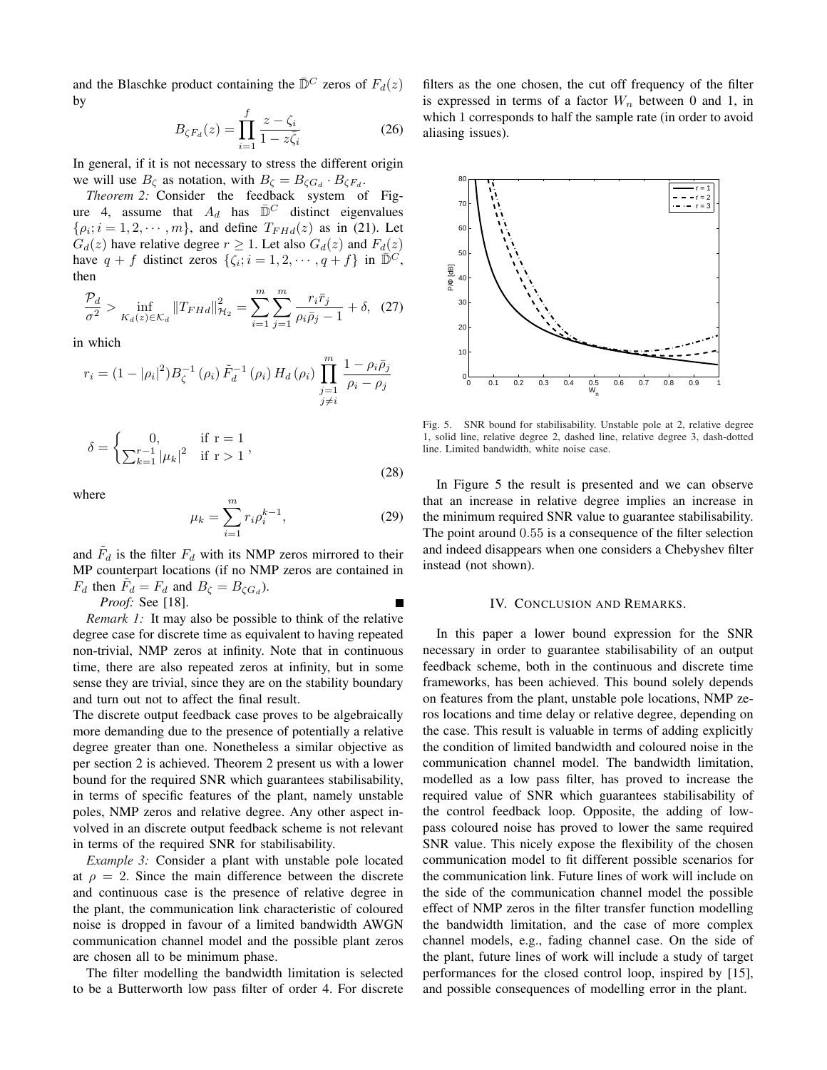and the Blaschke product containing the $\bar{\mathbb{D}}^C$ zeros of $F_d(z)$ by

$$B_{\zeta F_d}(z) = \prod_{i=1}^{f} \frac{z - \zeta_i}{1 - z\bar{\zeta}_i} \tag{26}$$

In general, if it is not necessary to stress the different origin we will use $B_\zeta$ as notation, with $B_\zeta = B_{\zeta G_d} \cdot B_{\zeta F_d}$.

*Theorem 2:* Consider the feedback system of Figure 4, assume that $A_d$ has $\bar{\mathbb{D}}^C$ distinct eigenvalues $\{\rho_i; i = 1, 2, \cdots, m\}$, and define $T_{FHd}(z)$ as in (21). Let $G_d(z)$ have relative degree $r \geq 1$. Let also $G_d(z)$ and $F_d(z)$ have $q + f$ distinct zeros $\{\zeta_i; i = 1, 2, \cdots, q + f\}$ in $\bar{\mathbb{D}}^C$, then

$$\frac{\mathcal{P}_d}{\sigma^2} > \inf_{K_d(z) \in \mathcal{K}_d} \|T_{FHd}\|^2_{\mathcal{H}_2} = \sum_{i=1}^{m} \sum_{j=1}^{m} \frac{r_i \bar{r}_j}{\rho_i \bar{\rho}_j - 1} + \delta, \tag{27}$$

in which

$$r_i = (1 - |\rho_i|^2) B_\zeta^{-1}(\rho_i)\, \tilde{F}_d^{-1}(\rho_i)\, H_d(\rho_i) \prod_{\substack{j=1 \\ j \neq i}}^{m} \frac{1 - \rho_i \bar{\rho}_j}{\rho_i - \rho_j}$$

$$\delta = \begin{cases} 0, & \text{if r} = 1 \\ \sum_{k=1}^{r-1} |\mu_k|^2 & \text{if r} > 1 \end{cases}, \tag{28}$$

where

$$\mu_k = \sum_{i=1}^{m} r_i \rho_i^{k-1}, \tag{29}$$

and $\tilde{F}_d$ is the filter $F_d$ with its NMP zeros mirrored to their MP counterpart locations (if no NMP zeros are contained in $F_d$ then $\tilde{F}_d = F_d$ and $B_\zeta = B_{\zeta G_d}$).

*Proof:* See [18]. ∎

*Remark 1:* It may also be possible to think of the relative degree case for discrete time as equivalent to having repeated non-trivial, NMP zeros at infinity. Note that in continuous time, there are also repeated zeros at infinity, but in some sense they are trivial, since they are on the stability boundary and turn out not to affect the final result.

The discrete output feedback case proves to be algebraically more demanding due to the presence of potentially a relative degree greater than one. Nonetheless a similar objective as per section 2 is achieved. Theorem 2 present us with a lower bound for the required SNR which guarantees stabilisability, in terms of specific features of the plant, namely unstable poles, NMP zeros and relative degree. Any other aspect involved in an discrete output feedback scheme is not relevant in terms of the required SNR for stabilisability.

*Example 3:* Consider a plant with unstable pole located at $\rho = 2$. Since the main difference between the discrete and continuous case is the presence of relative degree in the plant, the communication link characteristic of coloured noise is dropped in favour of a limited bandwidth AWGN communication channel model and the possible plant zeros are chosen all to be minimum phase.

The filter modelling the bandwidth limitation is selected to be a Butterworth low pass filter of order 4. For discrete filters as the one chosen, the cut off frequency of the filter is expressed in terms of a factor $W_n$ between 0 and 1, in which 1 corresponds to half the sample rate (in order to avoid aliasing issues).

Fig. 5. SNR bound for stabilisability. Unstable pole at 2, relative degree 1, solid line, relative degree 2, dashed line, relative degree 3, dash-dotted line. Limited bandwidth, white noise case.

In Figure 5 the result is presented and we can observe that an increase in relative degree implies an increase in the minimum required SNR value to guarantee stabilisability. The point around 0.55 is a consequence of the filter selection and indeed disappears when one considers a Chebyshev filter instead (not shown).

## IV. Conclusion and Remarks.

In this paper a lower bound expression for the SNR necessary in order to guarantee stabilisability of an output feedback scheme, both in the continuous and discrete time frameworks, has been achieved. This bound solely depends on features from the plant, unstable pole locations, NMP zeros locations and time delay or relative degree, depending on the case. This result is valuable in terms of adding explicitly the condition of limited bandwidth and coloured noise in the communication channel model. The bandwidth limitation, modelled as a low pass filter, has proved to increase the required value of SNR which guarantees stabilisability of the control feedback loop. Opposite, the adding of low-pass coloured noise has proved to lower the same required SNR value. This nicely expose the flexibility of the chosen communication model to fit different possible scenarios for the communication link. Future lines of work will include on the side of the communication channel model the possible effect of NMP zeros in the filter transfer function modelling the bandwidth limitation, and the case of more complex channel models, e.g., fading channel case. On the side of the plant, future lines of work will include a study of target performances for the closed control loop, inspired by [15], and possible consequences of modelling error in the plant.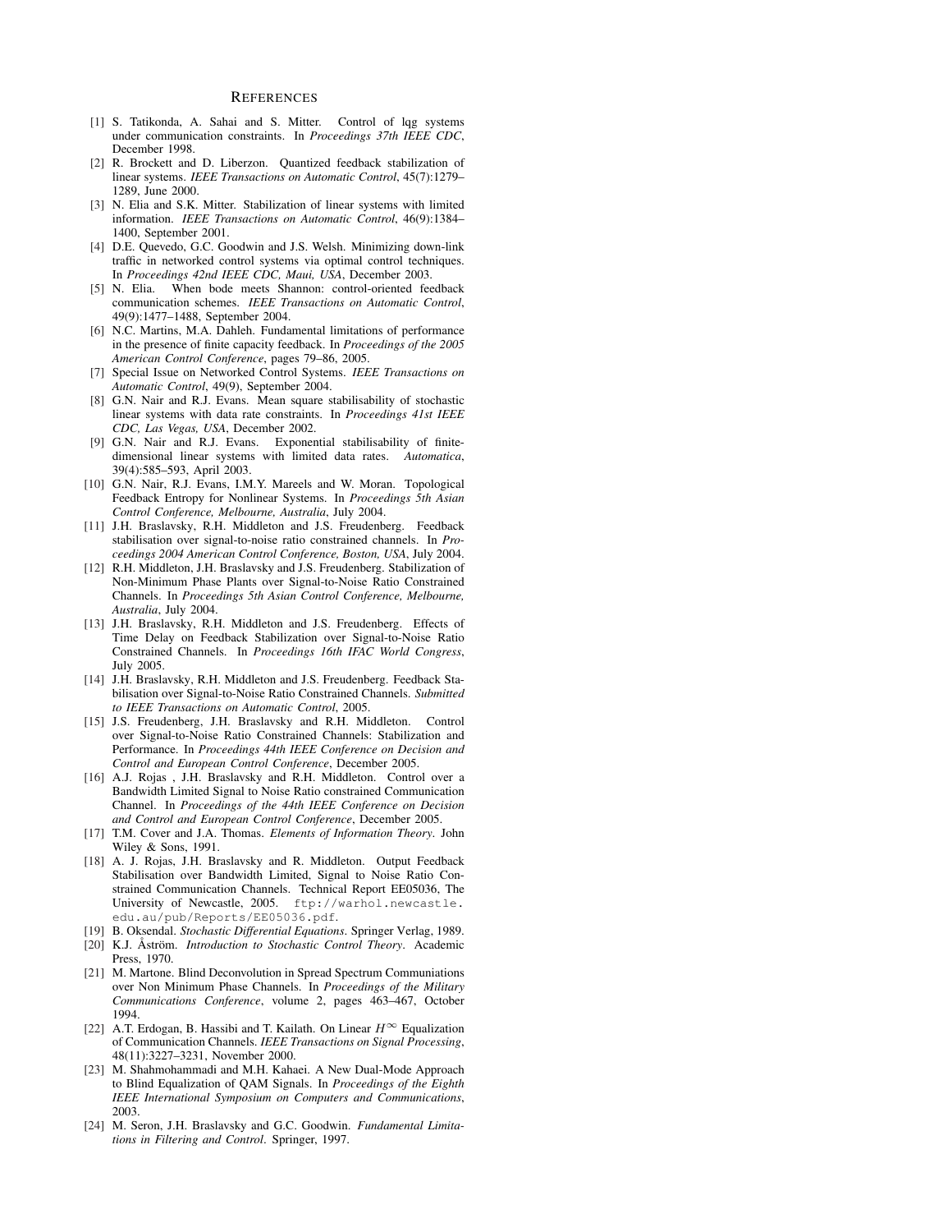# References

[1] S. Tatikonda, A. Sahai and S. Mitter. Control of lqg systems under communication constraints. In *Proceedings 37th IEEE CDC*, December 1998.

[2] R. Brockett and D. Liberzon. Quantized feedback stabilization of linear systems. *IEEE Transactions on Automatic Control*, 45(7):1279–1289, June 2000.

[3] N. Elia and S.K. Mitter. Stabilization of linear systems with limited information. *IEEE Transactions on Automatic Control*, 46(9):1384–1400, September 2001.

[4] D.E. Quevedo, G.C. Goodwin and J.S. Welsh. Minimizing down-link traffic in networked control systems via optimal control techniques. In *Proceedings 42nd IEEE CDC, Maui, USA*, December 2003.

[5] N. Elia. When bode meets Shannon: control-oriented feedback communication schemes. *IEEE Transactions on Automatic Control*, 49(9):1477–1488, September 2004.

[6] N.C. Martins, M.A. Dahleh. Fundamental limitations of performance in the presence of finite capacity feedback. In *Proceedings of the 2005 American Control Conference*, pages 79–86, 2005.

[7] Special Issue on Networked Control Systems. *IEEE Transactions on Automatic Control*, 49(9), September 2004.

[8] G.N. Nair and R.J. Evans. Mean square stabilisability of stochastic linear systems with data rate constraints. In *Proceedings 41st IEEE CDC, Las Vegas, USA*, December 2002.

[9] G.N. Nair and R.J. Evans. Exponential stabilisability of finite-dimensional linear systems with limited data rates. *Automatica*, 39(4):585–593, April 2003.

[10] G.N. Nair, R.J. Evans, I.M.Y. Mareels and W. Moran. Topological Feedback Entropy for Nonlinear Systems. In *Proceedings 5th Asian Control Conference, Melbourne, Australia*, July 2004.

[11] J.H. Braslavsky, R.H. Middleton and J.S. Freudenberg. Feedback stabilisation over signal-to-noise ratio constrained channels. In *Proceedings 2004 American Control Conference, Boston, USA*, July 2004.

[12] R.H. Middleton, J.H. Braslavsky and J.S. Freudenberg. Stabilization of Non-Minimum Phase Plants over Signal-to-Noise Ratio Constrained Channels. In *Proceedings 5th Asian Control Conference, Melbourne, Australia*, July 2004.

[13] J.H. Braslavsky, R.H. Middleton and J.S. Freudenberg. Effects of Time Delay on Feedback Stabilization over Signal-to-Noise Ratio Constrained Channels. In *Proceedings 16th IFAC World Congress*, July 2005.

[14] J.H. Braslavsky, R.H. Middleton and J.S. Freudenberg. Feedback Stabilisation over Signal-to-Noise Ratio Constrained Channels. *Submitted to IEEE Transactions on Automatic Control*, 2005.

[15] J.S. Freudenberg, J.H. Braslavsky and R.H. Middleton. Control over Signal-to-Noise Ratio Constrained Channels: Stabilization and Performance. In *Proceedings 44th IEEE Conference on Decision and Control and European Control Conference*, December 2005.

[16] A.J. Rojas , J.H. Braslavsky and R.H. Middleton. Control over a Bandwidth Limited Signal to Noise Ratio constrained Communication Channel. In *Proceedings of the 44th IEEE Conference on Decision and Control and European Control Conference*, December 2005.

[17] T.M. Cover and J.A. Thomas. *Elements of Information Theory*. John Wiley & Sons, 1991.

[18] A. J. Rojas, J.H. Braslavsky and R. Middleton. Output Feedback Stabilisation over Bandwidth Limited, Signal to Noise Ratio Constrained Communication Channels. Technical Report EE05036, The University of Newcastle, 2005. `ftp://warhol.newcastle.edu.au/pub/Reports/EE05036.pdf`.

[19] B. Oksendal. *Stochastic Differential Equations*. Springer Verlag, 1989.

[20] K.J. Åström. *Introduction to Stochastic Control Theory*. Academic Press, 1970.

[21] M. Martone. Blind Deconvolution in Spread Spectrum Communiations over Non Minimum Phase Channels. In *Proceedings of the Military Communications Conference*, volume 2, pages 463–467, October 1994.

[22] A.T. Erdogan, B. Hassibi and T. Kailath. On Linear $H^{\infty}$ Equalization of Communication Channels. *IEEE Transactions on Signal Processing*, 48(11):3227–3231, November 2000.

[23] M. Shahmohammadi and M.H. Kahaei. A New Dual-Mode Approach to Blind Equalization of QAM Signals. In *Proceedings of the Eighth IEEE International Symposium on Computers and Communications*, 2003.

[24] M. Seron, J.H. Braslavsky and G.C. Goodwin. *Fundamental Limitations in Filtering and Control*. Springer, 1997.